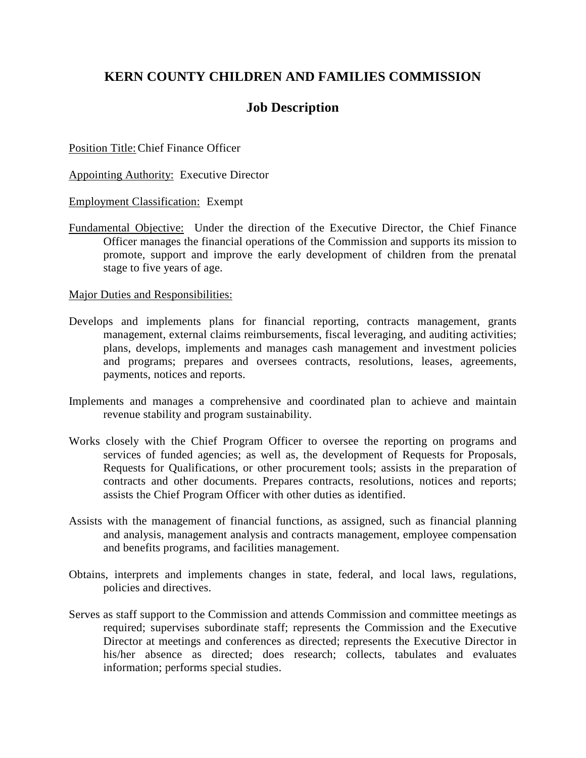# KERN COUNTY CHILDREN AND FAMILIES COMMISSION

## Job Description

Position Title: Chief Finance Officer

Appointing Authority: Executive Director

Employment Classification: Exempt

Fundamental Objective: Under the direction of the Executive Director, the Chief Finance Officer manages the financial operations of the Commission and supports its mission to promote, support and improve the early development of children from the prenatal stage to five years of age.

Major Duties and Responsibilities:

Develops and implements plans for financial reporting, contracts management, grants management, external claims reimbursements, fiscal leveraging, and auditing activities; plans, develops, implements and manages cash management and investment policies and programs; prepares and oversees contracts, resolutions, leases, agreements, payments, notices and reports.

Implements and manages a comprehensive and coordinated plan to achieve and maintain revenue stability and program sustainability.

Works closely with the Chief Program Officer to oversee the reporting on programs and services of funded agencies; as well as, the development of Requests for Proposals, Requests for Qualifications, or other procurement tools; assists in the preparation of contracts and other documents. Prepares contracts, resolutions, notices and reports; assists the Chief Program Officer with other duties as identified.

Assists with the management of financial functions, as assigned, such as financial planning and analysis, management analysis and contracts management, employee compensation and benefits programs, and facilities management.

Obtains, interprets and implements changes in state, federal, and local laws, regulations, policies and directives.

Serves as staff support to the Commission and attends Commission and committee meetings as required; supervises subordinate staff; represents the Commission and the Executive Director at meetings and conferences as directed; represents the Executive Director in his/her absence as directed; does research; collects, tabulates and evaluates information; performs special studies.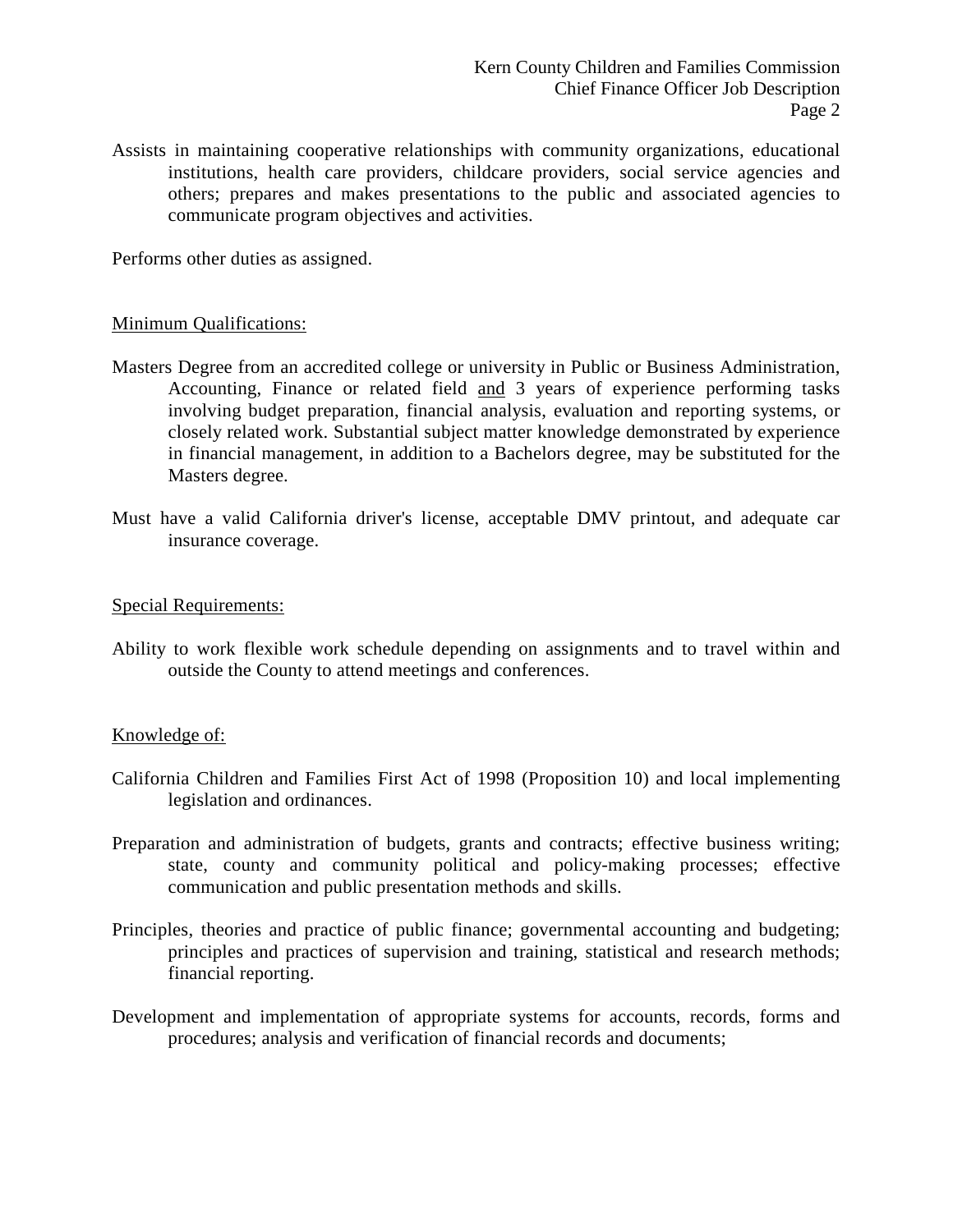Assists in maintaining cooperative relationships with community organizations, educational institutions, health care providers, childcare providers, social service agencies and others; prepares and makes presentations to the public and associated agencies to communicate program objectives and activities.

Performs other duties as assigned.

## Minimum Qualifications:

Masters Degree from an accredited college or university in Public or Business Administration, Accounting, Finance or related field and 3 years of experience performing tasks involving budget preparation, financial analysis, evaluation and reporting systems, or closely related work. Substantial subject matter knowledge demonstrated by experience in financial management, in addition to a Bachelors degree, may be substituted for the Masters degree.

Must have a valid California driver's license, acceptable DMV printout, and adequate car insurance coverage.

## Special Requirements:

Ability to work flexible work schedule depending on assignments and to travel within and outside the County to attend meetings and conferences.

## Knowledge of:

California Children and Families First Act of 1998 (Proposition 10) and local implementing legislation and ordinances.

Preparation and administration of budgets, grants and contracts; effective business writing; state, county and community political and policy-making processes; effective communication and public presentation methods and skills.

Principles, theories and practice of public finance; governmental accounting and budgeting; principles and practices of supervision and training, statistical and research methods; financial reporting.

Development and implementation of appropriate systems for accounts, records, forms and procedures; analysis and verification of financial records and documents;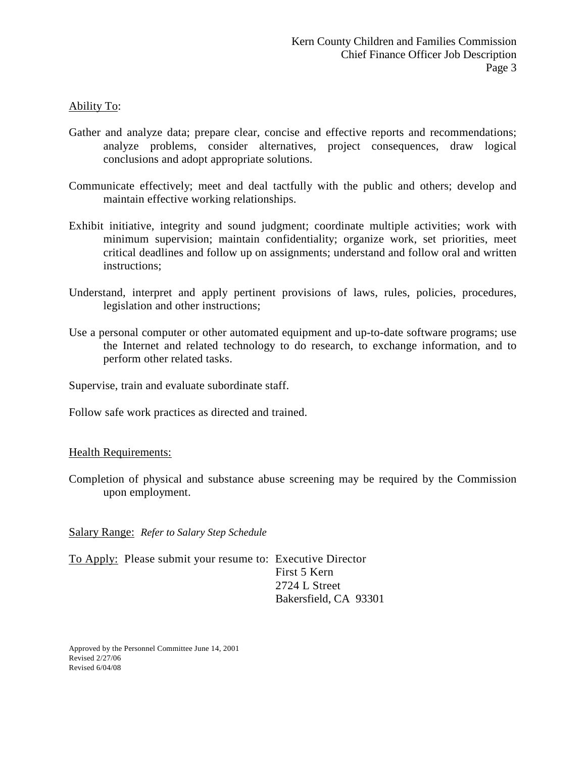Ability To:

Gather and analyze data; prepare clear, concise and effective reports and recommendations; analyze problems, consider alternatives, project consequences, draw logical conclusions and adopt appropriate solutions.

Communicate effectively; meet and deal tactfully with the public and others; develop and maintain effective working relationships.

Exhibit initiative, integrity and sound judgment; coordinate multiple activities; work with minimum supervision; maintain confidentiality; organize work, set priorities, meet critical deadlines and follow up on assignments; understand and follow oral and written instructions;

Understand, interpret and apply pertinent provisions of laws, rules, policies, procedures, legislation and other instructions;

Use a personal computer or other automated equipment and up-to-date software programs; use the Internet and related technology to do research, to exchange information, and to perform other related tasks.

Supervise, train and evaluate subordinate staff.

Follow safe work practices as directed and trained.

Health Requirements:

Completion of physical and substance abuse screening may be required by the Commission upon employment.

Salary Range: *Refer to Salary Step Schedule*

To Apply: Please submit your resume to: Executive Director
First 5 Kern
2724 L Street
Bakersfield, CA 93301

Approved by the Personnel Committee June 14, 2001
Revised 2/27/06
Revised 6/04/08